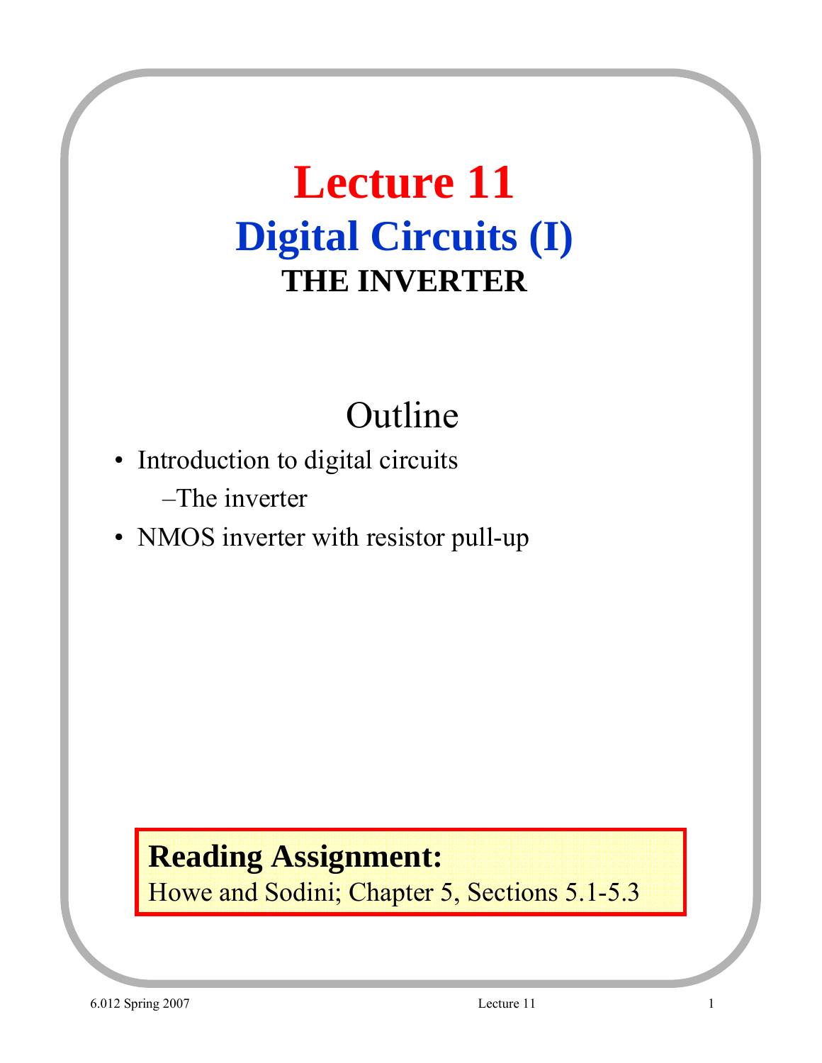# Lecture 11

## Digital Circuits (I)

### THE INVERTER

## Outline

- Introduction to digital circuits
  - –The inverter
- NMOS inverter with resistor pull-up

**Reading Assignment:**
Howe and Sodini; Chapter 5, Sections 5.1-5.3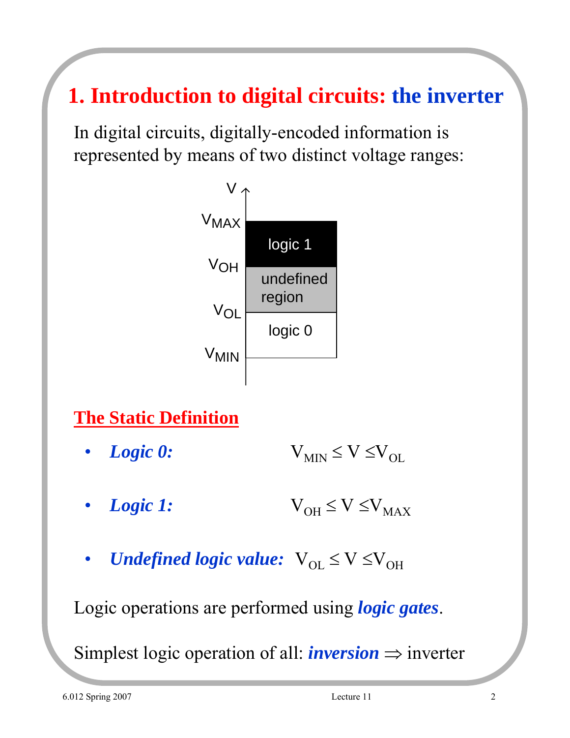# 1. Introduction to digital circuits: the inverter

In digital circuits, digitally-encoded information is represented by means of two distinct voltage ranges:

## The Static Definition

- ***Logic 0:*** $V_{MIN} \leq V \leq V_{OL}$
- ***Logic 1:*** $V_{OH} \leq V \leq V_{MAX}$
- ***Undefined logic value:*** $V_{OL} \leq V \leq V_{OH}$

Logic operations are performed using ***logic gates***.

Simplest logic operation of all: ***inversion*** $\Rightarrow$ inverter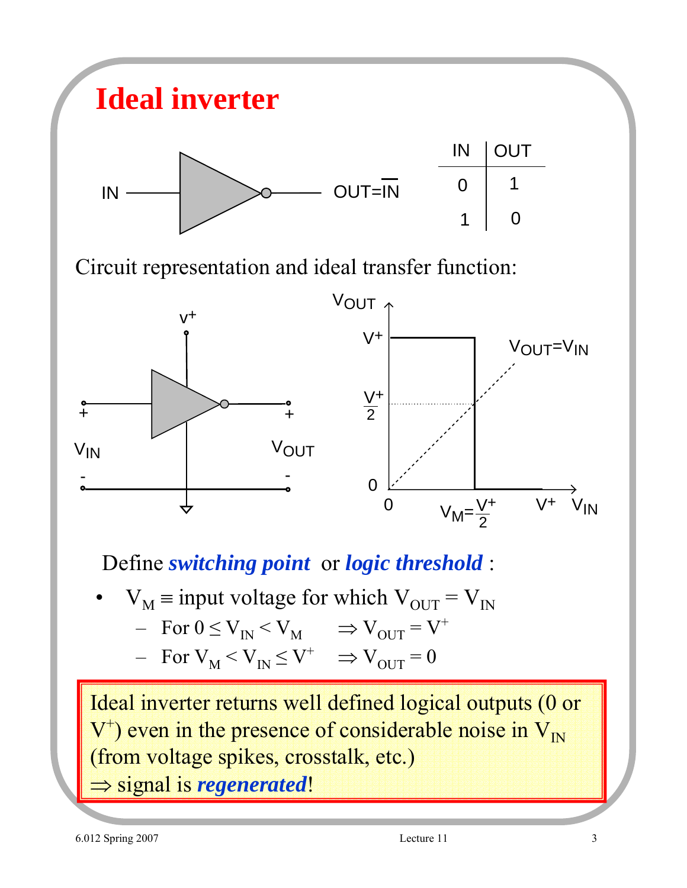# Ideal inverter

| IN | OUT |
|---|---|
| 0 | 1 |
| 1 | 0 |

Circuit representation and ideal transfer function:

Define ***switching point*** or ***logic threshold*** :

- $V_M \equiv$ input voltage for which $V_{OUT} = V_{IN}$
  - For $0 \leq V_{IN} < V_M \quad \Rightarrow V_{OUT} = V^+$
  - For $V_M < V_{IN} \leq V^+ \quad \Rightarrow V_{OUT} = 0$

Ideal inverter returns well defined logical outputs (0 or $V^+$) even in the presence of considerable noise in $V_{IN}$ (from voltage spikes, crosstalk, etc.)
$\Rightarrow$ signal is ***regenerated***!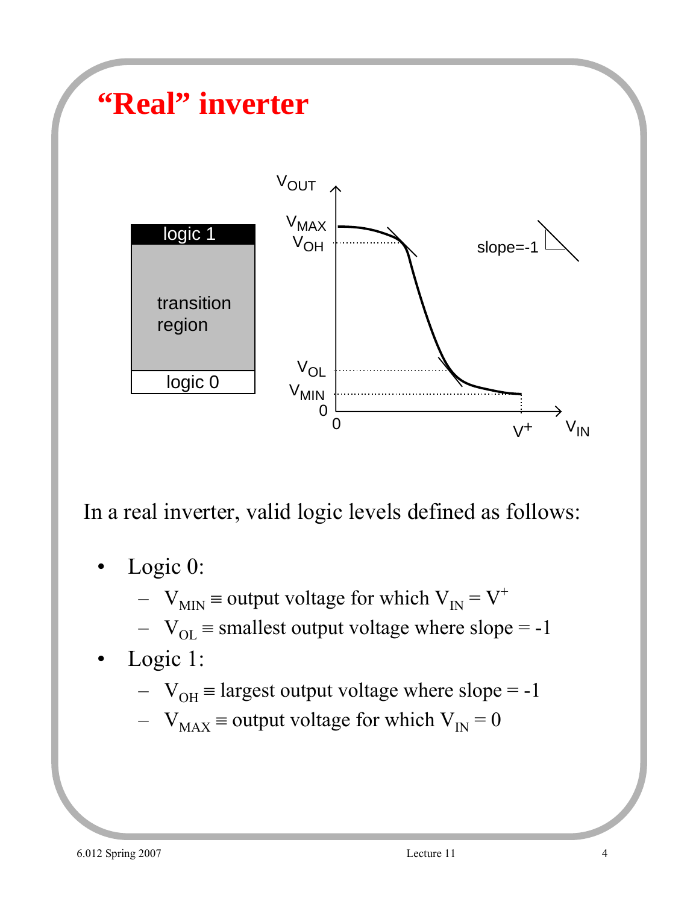# "Real" inverter

In a real inverter, valid logic levels defined as follows:

- Logic 0:
  - $V_{MIN} \equiv$ output voltage for which $V_{IN} = V^{+}$
  - $V_{OL} \equiv$ smallest output voltage where slope = -1
- Logic 1:
  - $V_{OH} \equiv$ largest output voltage where slope = -1
  - $V_{MAX} \equiv$ output voltage for which $V_{IN} = 0$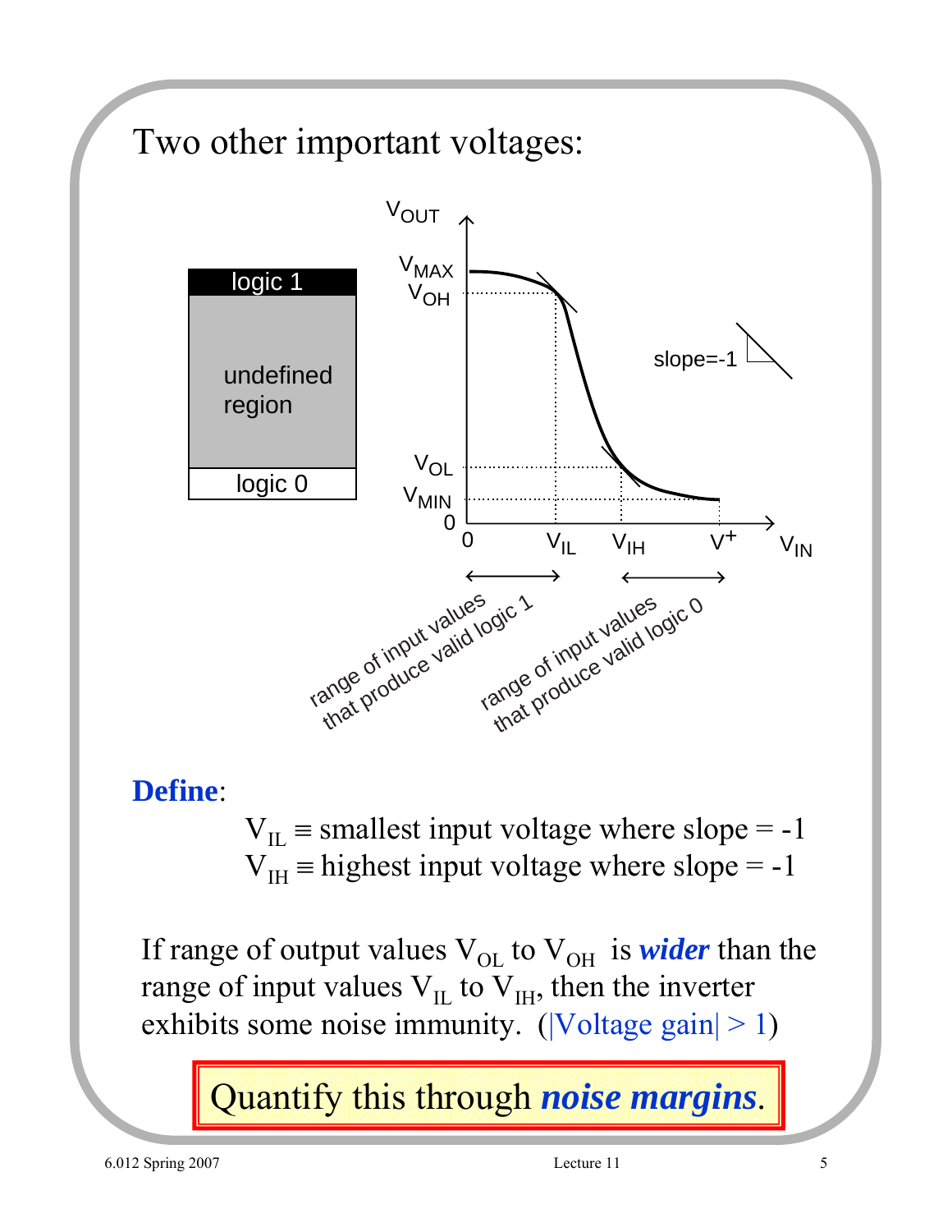# Two other important voltages:

**Define**:

$$V_{IL} \equiv \text{smallest input voltage where slope} = -1$$
$$V_{IH} \equiv \text{highest input voltage where slope} = -1$$

If range of output values $V_{OL}$ to $V_{OH}$ is ***wider*** than the range of input values $V_{IL}$ to $V_{IH}$, then the inverter exhibits some noise immunity. (|Voltage gain| > 1)

Quantify this through ***noise margins***.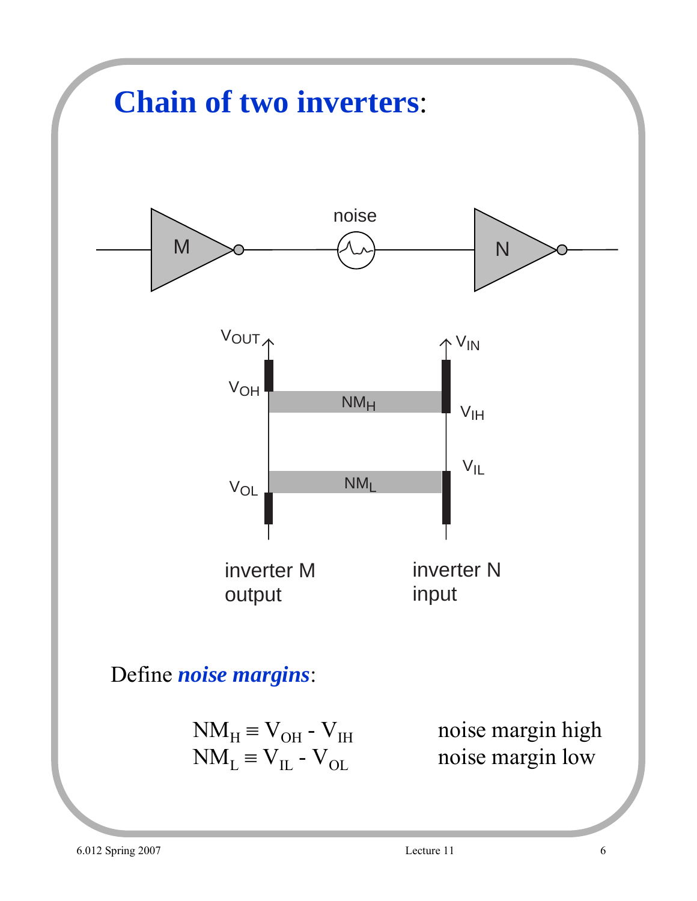# Chain of two inverters:

Define ***noise margins***:

$$NM_H \equiv V_{OH} - V_{IH} \qquad \text{noise margin high}$$
$$NM_L \equiv V_{IL} - V_{OL} \qquad \text{noise margin low}$$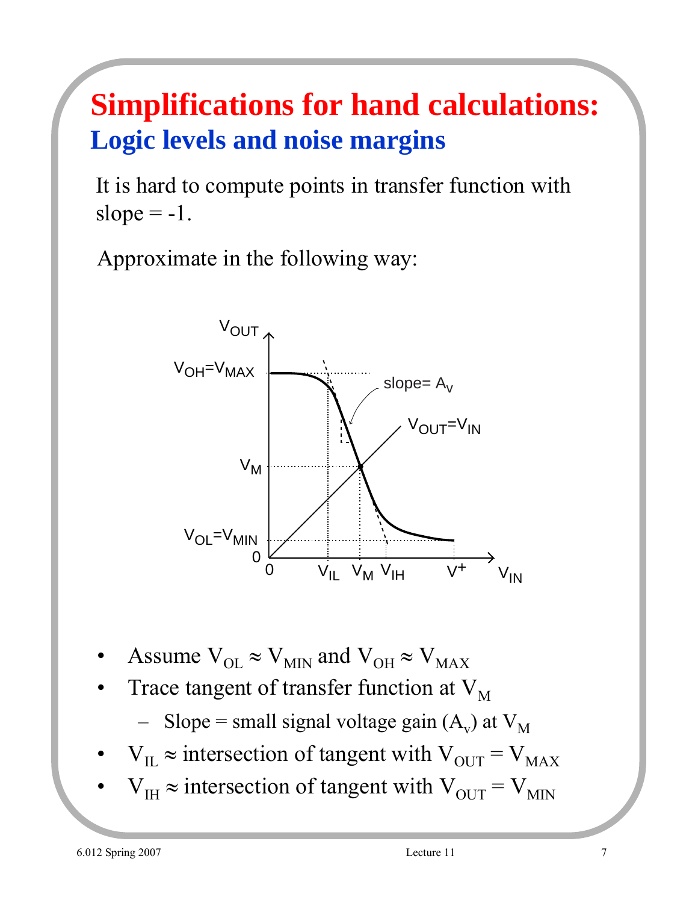# Simplifications for hand calculations:
## Logic levels and noise margins

It is hard to compute points in transfer function with slope = -1.

Approximate in the following way:

- Assume $V_{OL} \approx V_{MIN}$ and $V_{OH} \approx V_{MAX}$
- Trace tangent of transfer function at $V_M$
  - Slope = small signal voltage gain ($A_v$) at $V_M$
- $V_{IL} \approx$ intersection of tangent with $V_{OUT} = V_{MAX}$
- $V_{IH} \approx$ intersection of tangent with $V_{OUT} = V_{MIN}$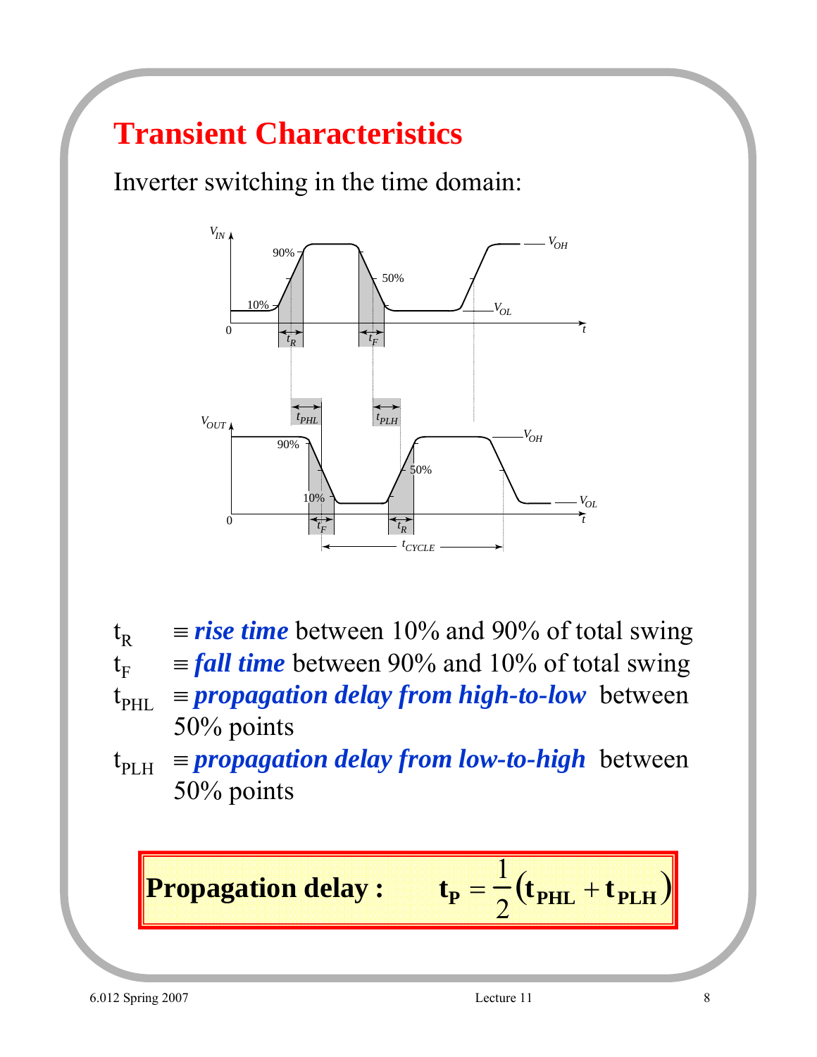# Transient Characteristics

Inverter switching in the time domain:

$t_R$ $\equiv$ ***rise time*** between 10% and 90% of total swing

$t_F$ $\equiv$ ***fall time*** between 90% and 10% of total swing

$t_{PHL}$ $\equiv$ ***propagation delay from high-to-low*** between 50% points

$t_{PLH}$ $\equiv$ ***propagation delay from low-to-high*** between 50% points

**Propagation delay :** $$\mathbf{t_P = \frac{1}{2}(t_{PHL} + t_{PLH})}$$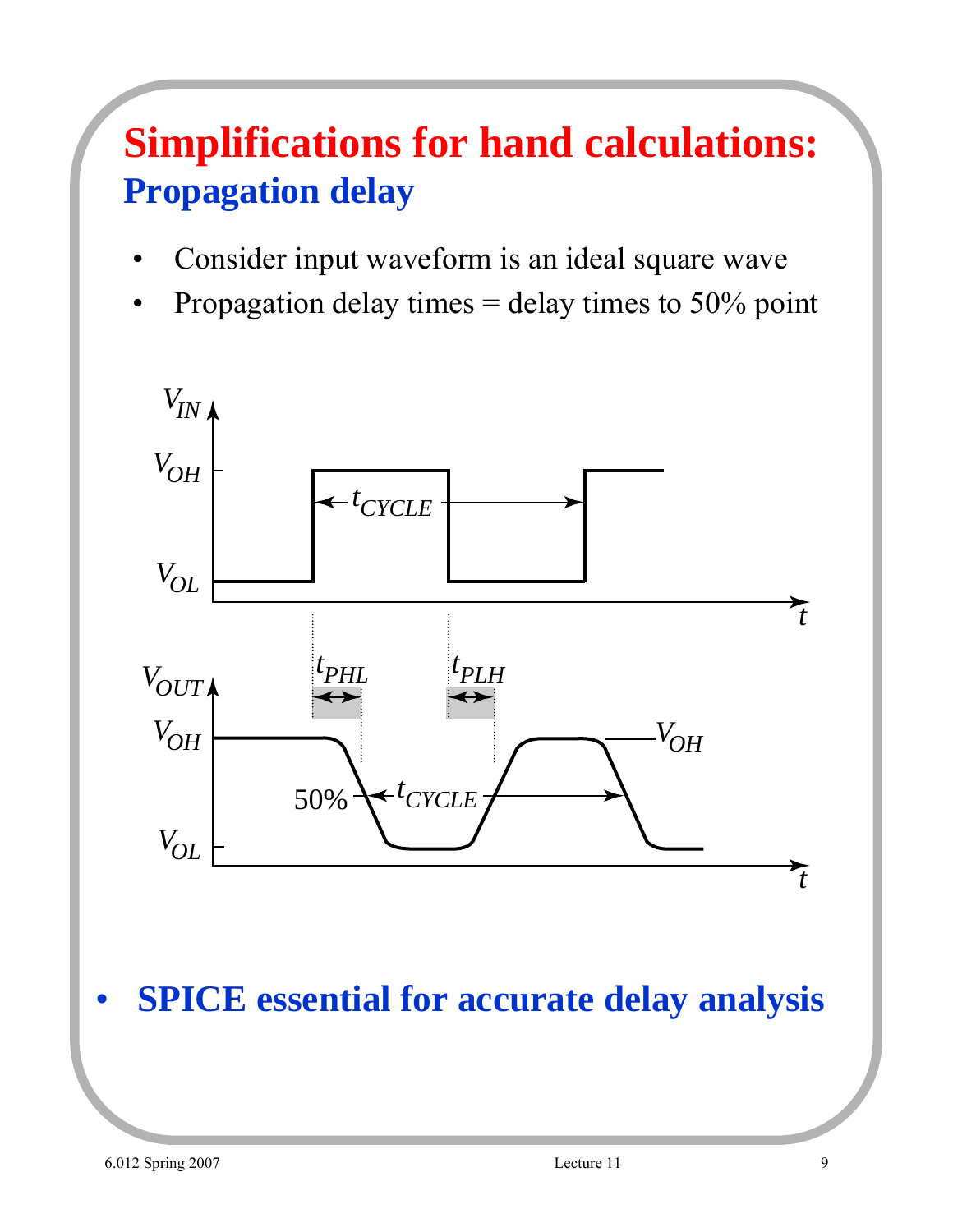# Simplifications for hand calculations:

## Propagation delay

- Consider input waveform is an ideal square wave
- Propagation delay times = delay times to 50% point

- **SPICE essential for accurate delay analysis**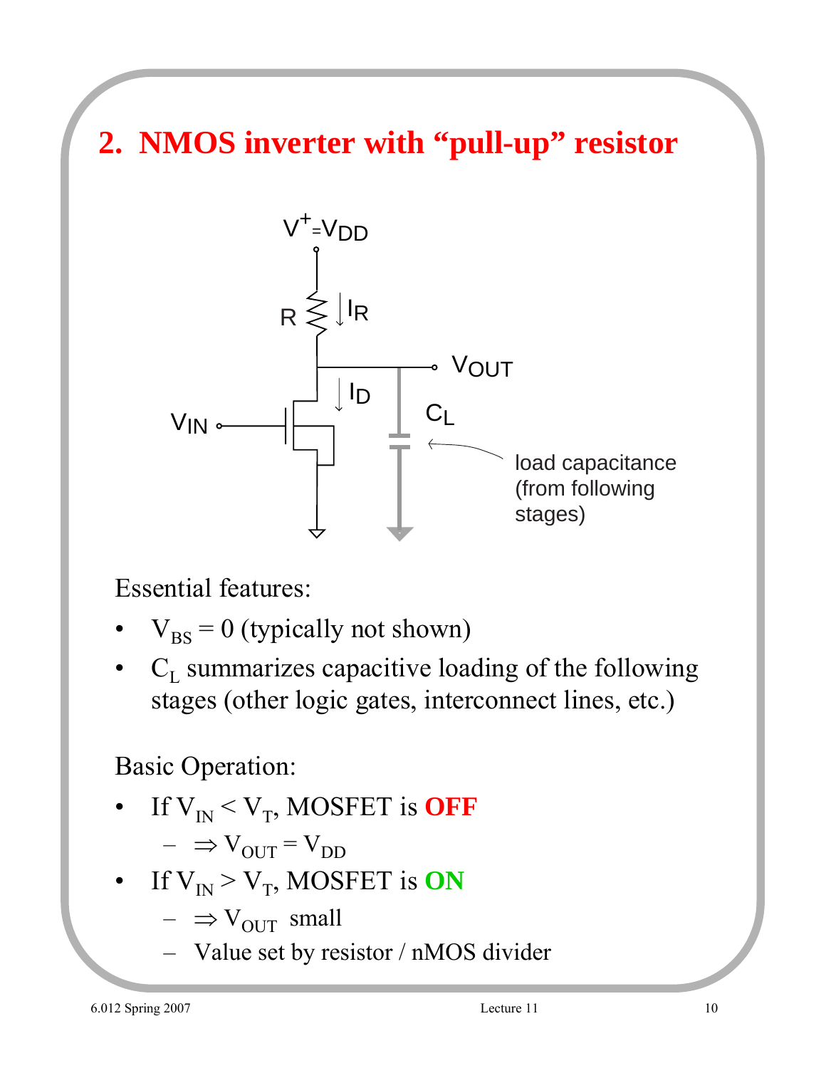# 2. NMOS inverter with "pull-up" resistor

Essential features:

- $V_{BS} = 0$ (typically not shown)
- $C_L$ summarizes capacitive loading of the following stages (other logic gates, interconnect lines, etc.)

Basic Operation:

- If $V_{IN} < V_T$, MOSFET is **OFF**
  - $\Rightarrow V_{OUT} = V_{DD}$
- If $V_{IN} > V_T$, MOSFET is **ON**
  - $\Rightarrow V_{OUT}$ small
  - Value set by resistor / nMOS divider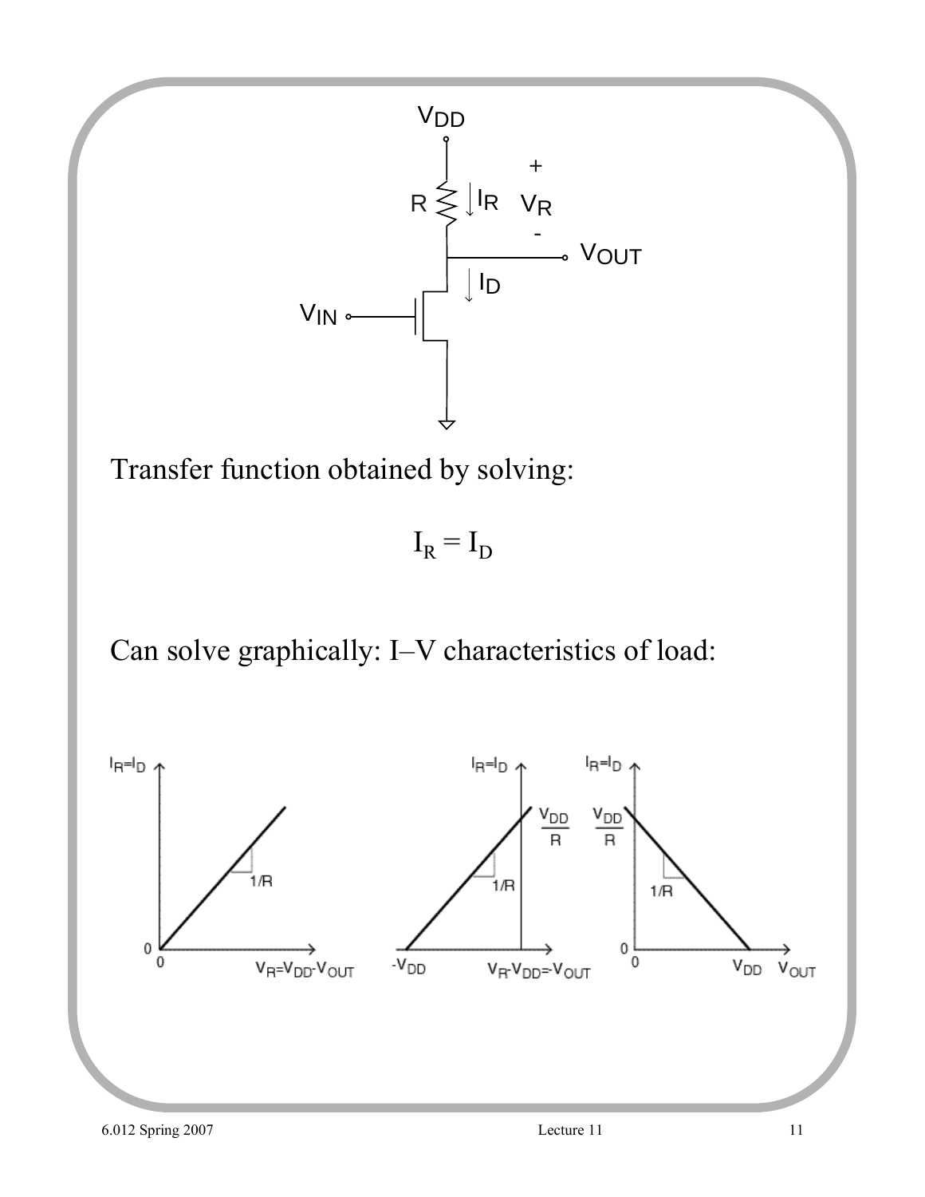Transfer function obtained by solving:

$$I_R = I_D$$

Can solve graphically: I–V characteristics of load: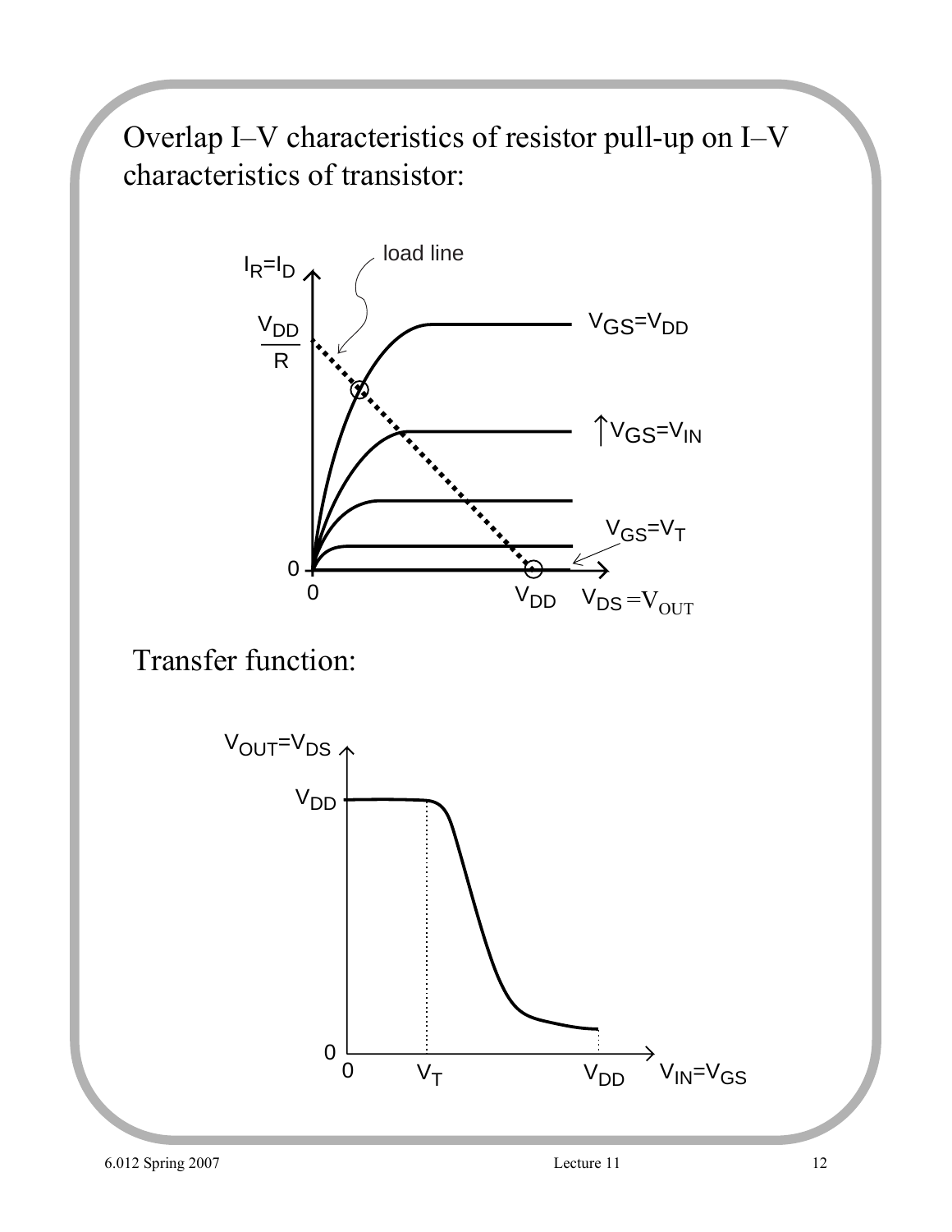Overlap I–V characteristics of resistor pull-up on I–V characteristics of transistor:

Transfer function: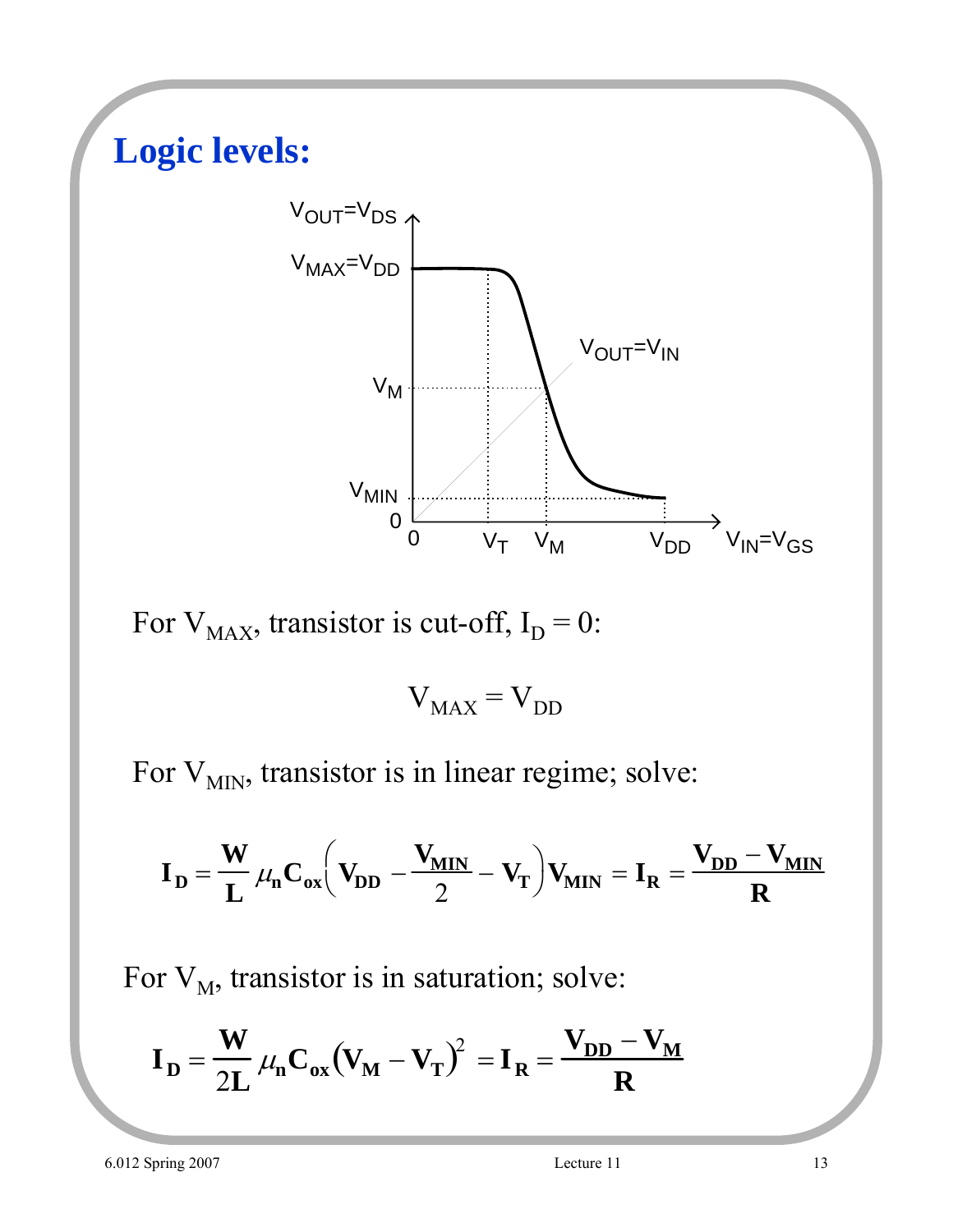## Logic levels:

For $V_{MAX}$, transistor is cut-off, $I_D = 0$:

$$V_{MAX} = V_{DD}$$

For $V_{MIN}$, transistor is in linear regime; solve:

$$\mathbf{I_D = \frac{W}{L}\mu_n C_{ox}\left(V_{DD} - \frac{V_{MIN}}{2} - V_T\right)V_{MIN} = I_R = \frac{V_{DD} - V_{MIN}}{R}}$$

For $V_M$, transistor is in saturation; solve:

$$\mathbf{I_D = \frac{W}{2L}\mu_n C_{ox}\left(V_M - V_T\right)^2 = I_R = \frac{V_{DD} - V_M}{R}}$$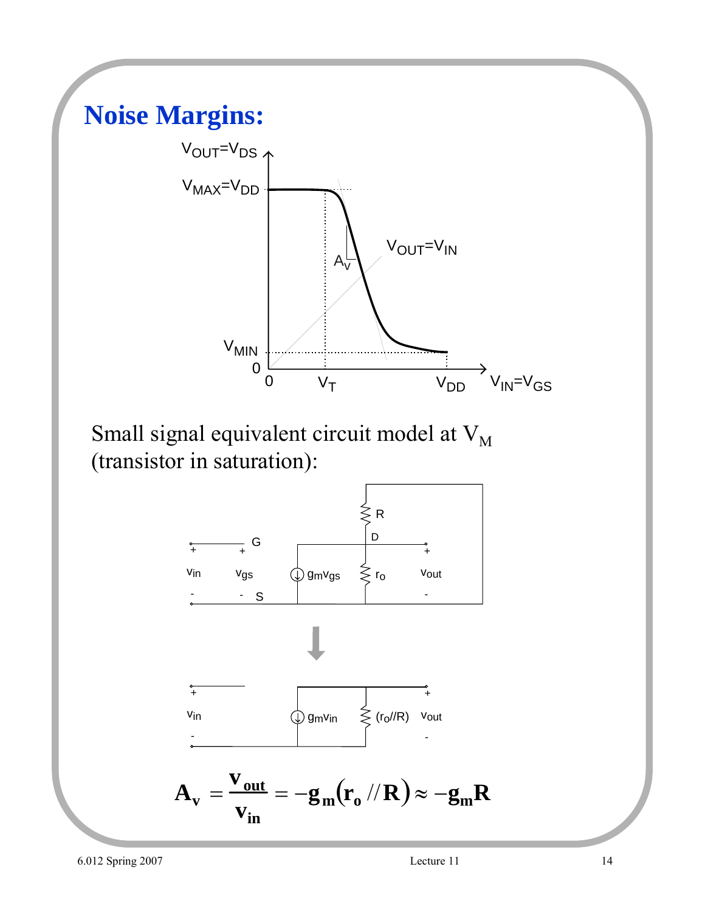# Noise Margins:

Small signal equivalent circuit model at $V_M$ (transistor in saturation):

$$\mathbf{A_v} = \frac{\mathbf{v_{out}}}{\mathbf{v_{in}}} = -\mathbf{g_m}\left(\mathbf{r_o} // \mathbf{R}\right) \approx -\mathbf{g_m R}$$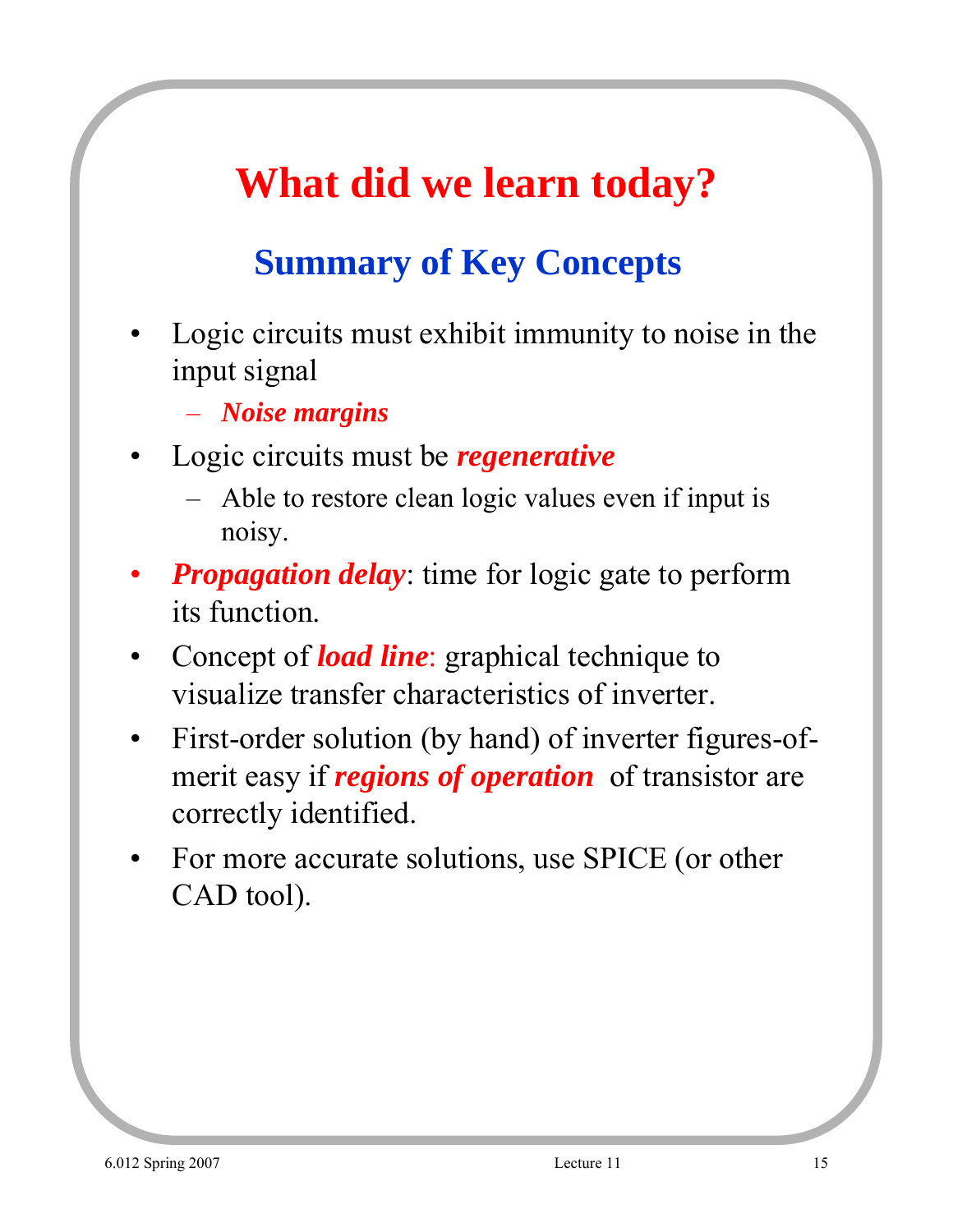# What did we learn today?

## Summary of Key Concepts

- Logic circuits must exhibit immunity to noise in the input signal
  - ***Noise margins***
- Logic circuits must be ***regenerative***
  - Able to restore clean logic values even if input is noisy.
- ***Propagation delay***: time for logic gate to perform its function.
- Concept of ***load line***: graphical technique to visualize transfer characteristics of inverter.
- First-order solution (by hand) of inverter figures-of-merit easy if ***regions of operation*** of transistor are correctly identified.
- For more accurate solutions, use SPICE (or other CAD tool).